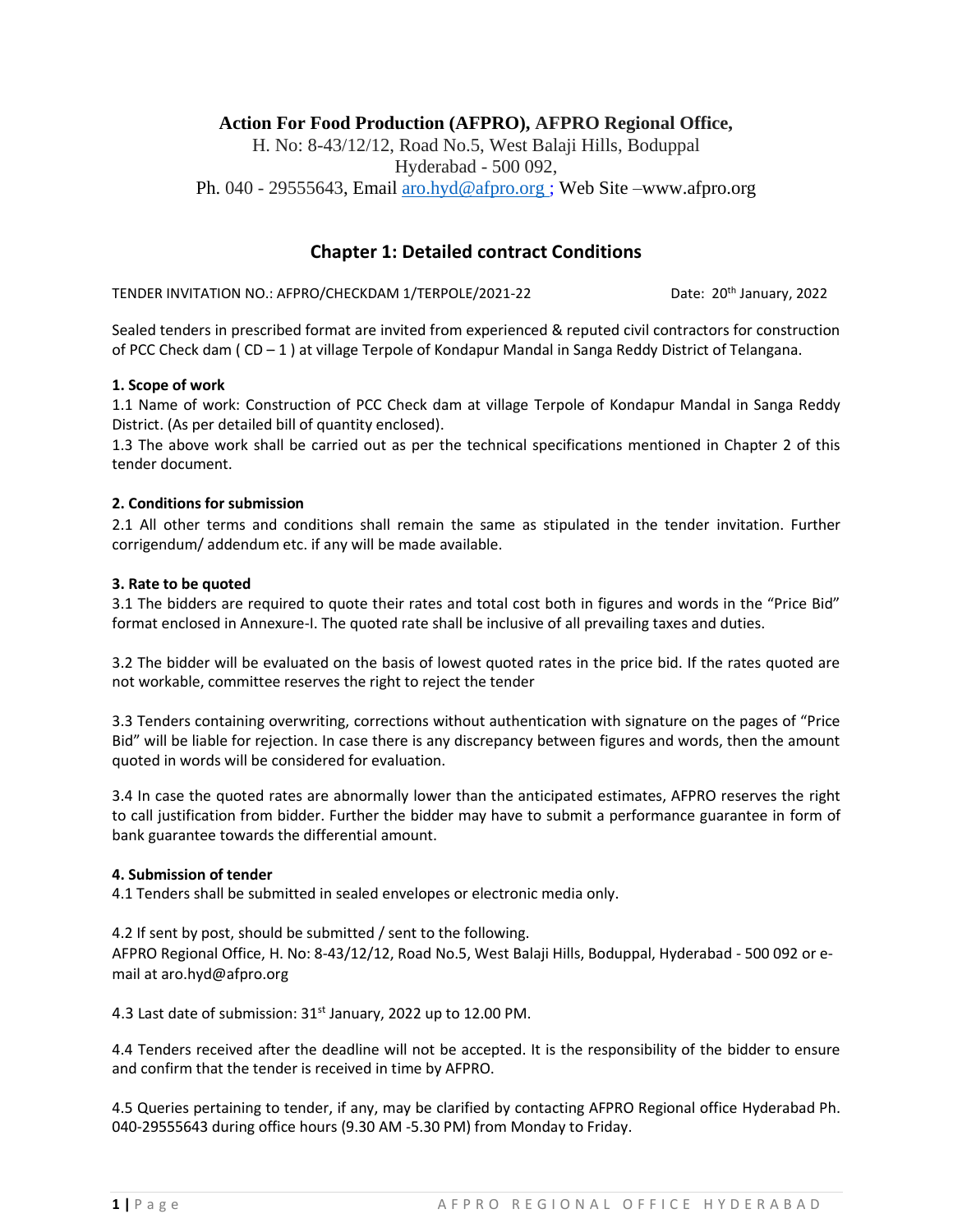**Action For Food Production (AFPRO), AFPRO Regional Office,**
H. No: 8-43/12/12, Road No.5, West Balaji Hills, Boduppal
Hyderabad - 500 092,
Ph. 040 - 29555643, Email aro.hyd@afpro.org ; Web Site –www.afpro.org

# Chapter 1: Detailed contract Conditions

TENDER INVITATION NO.: AFPRO/CHECKDAM 1/TERPOLE/2021-22 Date: 20th January, 2022

Sealed tenders in prescribed format are invited from experienced & reputed civil contractors for construction of PCC Check dam ( CD – 1 ) at village Terpole of Kondapur Mandal in Sanga Reddy District of Telangana.

**1. Scope of work**

1.1 Name of work: Construction of PCC Check dam at village Terpole of Kondapur Mandal in Sanga Reddy District. (As per detailed bill of quantity enclosed).

1.3 The above work shall be carried out as per the technical specifications mentioned in Chapter 2 of this tender document.

**2. Conditions for submission**

2.1 All other terms and conditions shall remain the same as stipulated in the tender invitation. Further corrigendum/ addendum etc. if any will be made available.

**3. Rate to be quoted**

3.1 The bidders are required to quote their rates and total cost both in figures and words in the "Price Bid" format enclosed in Annexure-I. The quoted rate shall be inclusive of all prevailing taxes and duties.

3.2 The bidder will be evaluated on the basis of lowest quoted rates in the price bid. If the rates quoted are not workable, committee reserves the right to reject the tender

3.3 Tenders containing overwriting, corrections without authentication with signature on the pages of "Price Bid" will be liable for rejection. In case there is any discrepancy between figures and words, then the amount quoted in words will be considered for evaluation.

3.4 In case the quoted rates are abnormally lower than the anticipated estimates, AFPRO reserves the right to call justification from bidder. Further the bidder may have to submit a performance guarantee in form of bank guarantee towards the differential amount.

**4. Submission of tender**

4.1 Tenders shall be submitted in sealed envelopes or electronic media only.

4.2 If sent by post, should be submitted / sent to the following.
AFPRO Regional Office, H. No: 8-43/12/12, Road No.5, West Balaji Hills, Boduppal, Hyderabad - 500 092 or e-mail at aro.hyd@afpro.org

4.3 Last date of submission: 31st January, 2022 up to 12.00 PM.

4.4 Tenders received after the deadline will not be accepted. It is the responsibility of the bidder to ensure and confirm that the tender is received in time by AFPRO.

4.5 Queries pertaining to tender, if any, may be clarified by contacting AFPRO Regional office Hyderabad Ph. 040-29555643 during office hours (9.30 AM -5.30 PM) from Monday to Friday.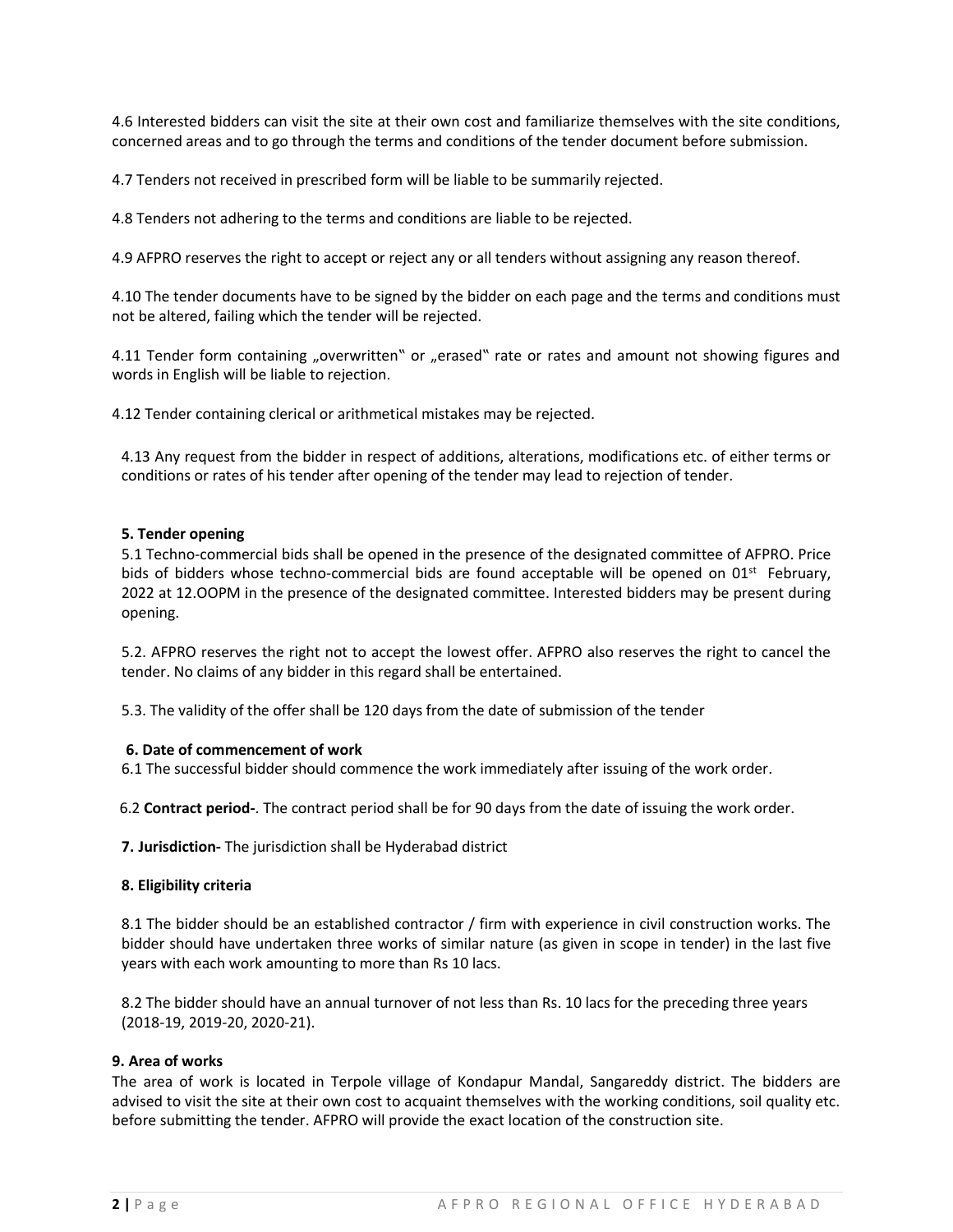4.6 Interested bidders can visit the site at their own cost and familiarize themselves with the site conditions, concerned areas and to go through the terms and conditions of the tender document before submission.

4.7 Tenders not received in prescribed form will be liable to be summarily rejected.

4.8 Tenders not adhering to the terms and conditions are liable to be rejected.

4.9 AFPRO reserves the right to accept or reject any or all tenders without assigning any reason thereof.

4.10 The tender documents have to be signed by the bidder on each page and the terms and conditions must not be altered, failing which the tender will be rejected.

4.11 Tender form containing „overwritten‟ or „erased‟ rate or rates and amount not showing figures and words in English will be liable to rejection.

4.12 Tender containing clerical or arithmetical mistakes may be rejected.

4.13 Any request from the bidder in respect of additions, alterations, modifications etc. of either terms or conditions or rates of his tender after opening of the tender may lead to rejection of tender.

**5. Tender opening**

5.1 Techno-commercial bids shall be opened in the presence of the designated committee of AFPRO. Price bids of bidders whose techno-commercial bids are found acceptable will be opened on 01st February, 2022 at 12.OOPM in the presence of the designated committee. Interested bidders may be present during opening.

5.2. AFPRO reserves the right not to accept the lowest offer. AFPRO also reserves the right to cancel the tender. No claims of any bidder in this regard shall be entertained.

5.3. The validity of the offer shall be 120 days from the date of submission of the tender

**6. Date of commencement of work**

6.1 The successful bidder should commence the work immediately after issuing of the work order.

6.2 **Contract period-**. The contract period shall be for 90 days from the date of issuing the work order.

**7. Jurisdiction-** The jurisdiction shall be Hyderabad district

**8. Eligibility criteria**

8.1 The bidder should be an established contractor / firm with experience in civil construction works. The bidder should have undertaken three works of similar nature (as given in scope in tender) in the last five years with each work amounting to more than Rs 10 lacs.

8.2 The bidder should have an annual turnover of not less than Rs. 10 lacs for the preceding three years (2018-19, 2019-20, 2020-21).

**9. Area of works**

The area of work is located in Terpole village of Kondapur Mandal, Sangareddy district. The bidders are advised to visit the site at their own cost to acquaint themselves with the working conditions, soil quality etc. before submitting the tender. AFPRO will provide the exact location of the construction site.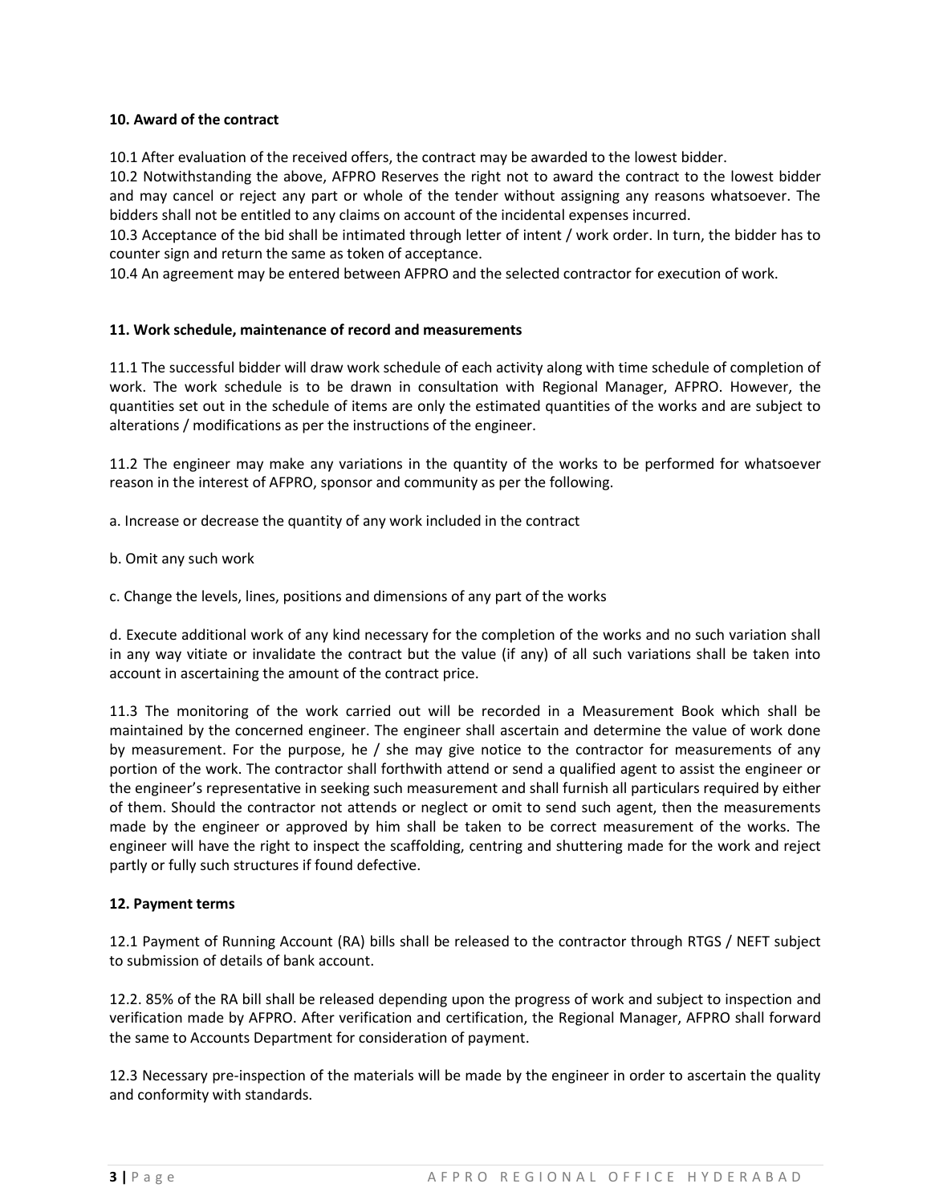**10. Award of the contract**

10.1 After evaluation of the received offers, the contract may be awarded to the lowest bidder.
10.2 Notwithstanding the above, AFPRO Reserves the right not to award the contract to the lowest bidder and may cancel or reject any part or whole of the tender without assigning any reasons whatsoever. The bidders shall not be entitled to any claims on account of the incidental expenses incurred.
10.3 Acceptance of the bid shall be intimated through letter of intent / work order. In turn, the bidder has to counter sign and return the same as token of acceptance.
10.4 An agreement may be entered between AFPRO and the selected contractor for execution of work.

**11. Work schedule, maintenance of record and measurements**

11.1 The successful bidder will draw work schedule of each activity along with time schedule of completion of work. The work schedule is to be drawn in consultation with Regional Manager, AFPRO. However, the quantities set out in the schedule of items are only the estimated quantities of the works and are subject to alterations / modifications as per the instructions of the engineer.

11.2 The engineer may make any variations in the quantity of the works to be performed for whatsoever reason in the interest of AFPRO, sponsor and community as per the following.

a. Increase or decrease the quantity of any work included in the contract

b. Omit any such work

c. Change the levels, lines, positions and dimensions of any part of the works

d. Execute additional work of any kind necessary for the completion of the works and no such variation shall in any way vitiate or invalidate the contract but the value (if any) of all such variations shall be taken into account in ascertaining the amount of the contract price.

11.3 The monitoring of the work carried out will be recorded in a Measurement Book which shall be maintained by the concerned engineer. The engineer shall ascertain and determine the value of work done by measurement. For the purpose, he / she may give notice to the contractor for measurements of any portion of the work. The contractor shall forthwith attend or send a qualified agent to assist the engineer or the engineer's representative in seeking such measurement and shall furnish all particulars required by either of them. Should the contractor not attends or neglect or omit to send such agent, then the measurements made by the engineer or approved by him shall be taken to be correct measurement of the works. The engineer will have the right to inspect the scaffolding, centring and shuttering made for the work and reject partly or fully such structures if found defective.

**12. Payment terms**

12.1 Payment of Running Account (RA) bills shall be released to the contractor through RTGS / NEFT subject to submission of details of bank account.

12.2. 85% of the RA bill shall be released depending upon the progress of work and subject to inspection and verification made by AFPRO. After verification and certification, the Regional Manager, AFPRO shall forward the same to Accounts Department for consideration of payment.

12.3 Necessary pre-inspection of the materials will be made by the engineer in order to ascertain the quality and conformity with standards.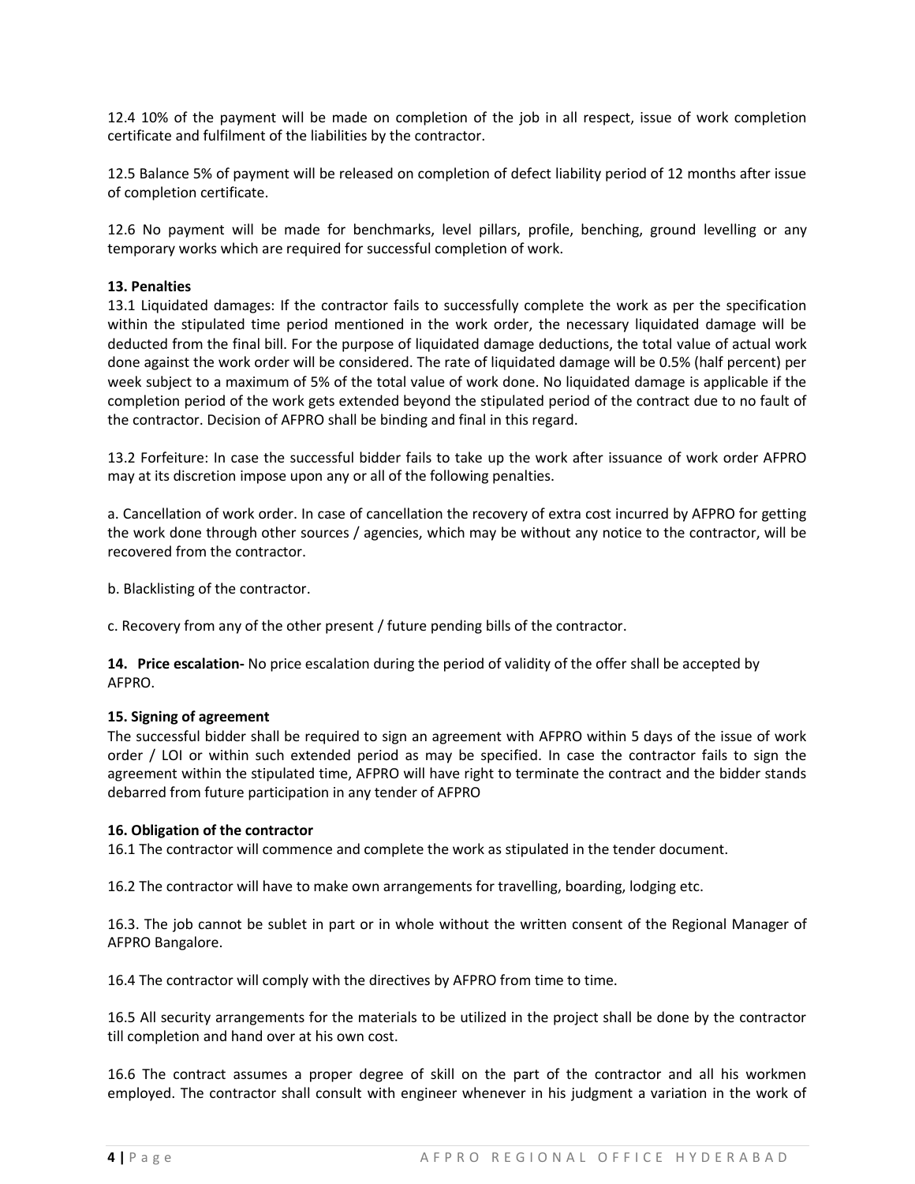12.4 10% of the payment will be made on completion of the job in all respect, issue of work completion certificate and fulfilment of the liabilities by the contractor.

12.5 Balance 5% of payment will be released on completion of defect liability period of 12 months after issue of completion certificate.

12.6 No payment will be made for benchmarks, level pillars, profile, benching, ground levelling or any temporary works which are required for successful completion of work.

**13. Penalties**

13.1 Liquidated damages: If the contractor fails to successfully complete the work as per the specification within the stipulated time period mentioned in the work order, the necessary liquidated damage will be deducted from the final bill. For the purpose of liquidated damage deductions, the total value of actual work done against the work order will be considered. The rate of liquidated damage will be 0.5% (half percent) per week subject to a maximum of 5% of the total value of work done. No liquidated damage is applicable if the completion period of the work gets extended beyond the stipulated period of the contract due to no fault of the contractor. Decision of AFPRO shall be binding and final in this regard.

13.2 Forfeiture: In case the successful bidder fails to take up the work after issuance of work order AFPRO may at its discretion impose upon any or all of the following penalties.

a. Cancellation of work order. In case of cancellation the recovery of extra cost incurred by AFPRO for getting the work done through other sources / agencies, which may be without any notice to the contractor, will be recovered from the contractor.

b. Blacklisting of the contractor.

c. Recovery from any of the other present / future pending bills of the contractor.

**14. Price escalation-** No price escalation during the period of validity of the offer shall be accepted by AFPRO.

**15. Signing of agreement**

The successful bidder shall be required to sign an agreement with AFPRO within 5 days of the issue of work order / LOI or within such extended period as may be specified. In case the contractor fails to sign the agreement within the stipulated time, AFPRO will have right to terminate the contract and the bidder stands debarred from future participation in any tender of AFPRO

**16. Obligation of the contractor**

16.1 The contractor will commence and complete the work as stipulated in the tender document.

16.2 The contractor will have to make own arrangements for travelling, boarding, lodging etc.

16.3. The job cannot be sublet in part or in whole without the written consent of the Regional Manager of AFPRO Bangalore.

16.4 The contractor will comply with the directives by AFPRO from time to time.

16.5 All security arrangements for the materials to be utilized in the project shall be done by the contractor till completion and hand over at his own cost.

16.6 The contract assumes a proper degree of skill on the part of the contractor and all his workmen employed. The contractor shall consult with engineer whenever in his judgment a variation in the work of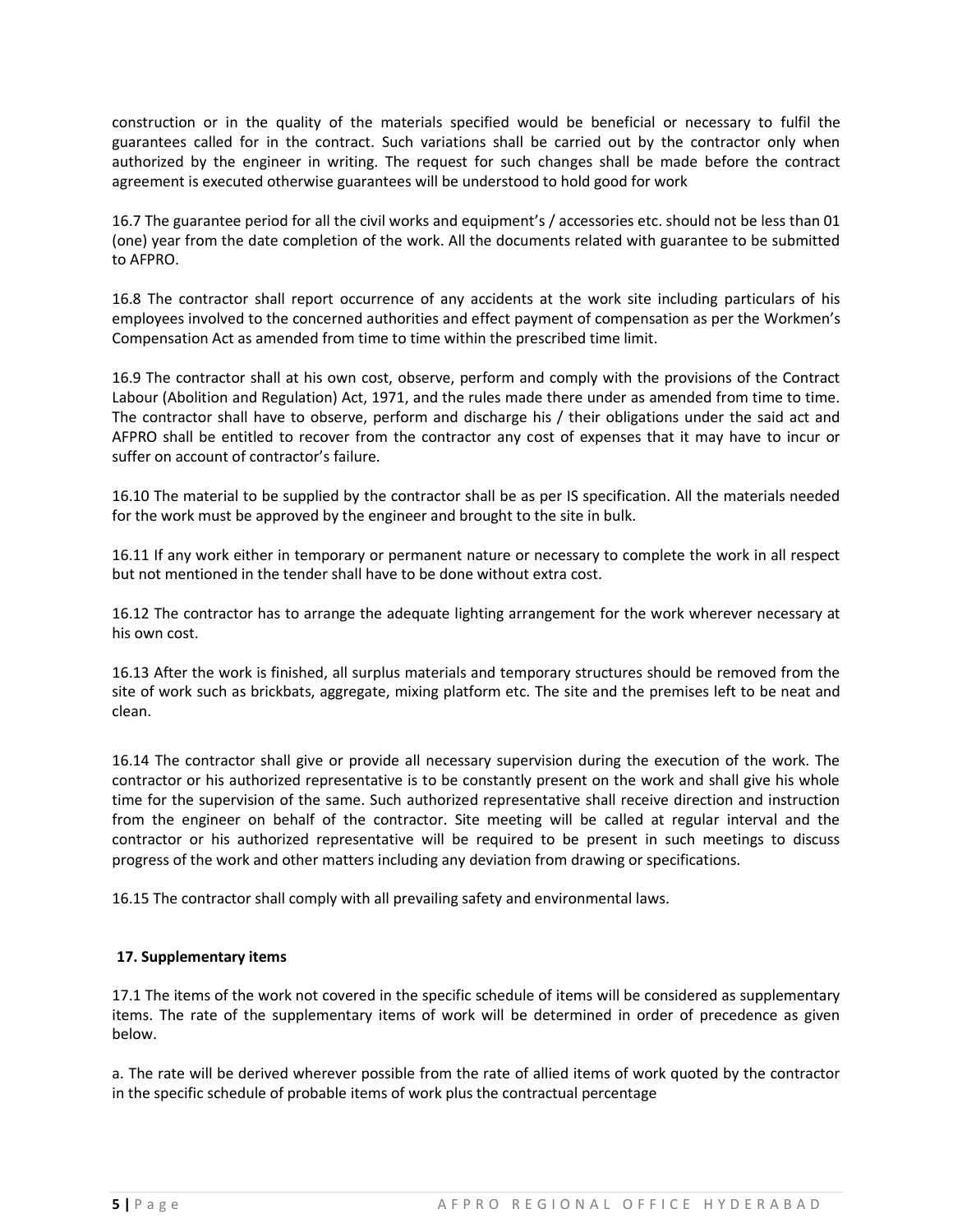construction or in the quality of the materials specified would be beneficial or necessary to fulfil the guarantees called for in the contract. Such variations shall be carried out by the contractor only when authorized by the engineer in writing. The request for such changes shall be made before the contract agreement is executed otherwise guarantees will be understood to hold good for work

16.7 The guarantee period for all the civil works and equipment's / accessories etc. should not be less than 01 (one) year from the date completion of the work. All the documents related with guarantee to be submitted to AFPRO.

16.8 The contractor shall report occurrence of any accidents at the work site including particulars of his employees involved to the concerned authorities and effect payment of compensation as per the Workmen's Compensation Act as amended from time to time within the prescribed time limit.

16.9 The contractor shall at his own cost, observe, perform and comply with the provisions of the Contract Labour (Abolition and Regulation) Act, 1971, and the rules made there under as amended from time to time. The contractor shall have to observe, perform and discharge his / their obligations under the said act and AFPRO shall be entitled to recover from the contractor any cost of expenses that it may have to incur or suffer on account of contractor's failure.

16.10 The material to be supplied by the contractor shall be as per IS specification. All the materials needed for the work must be approved by the engineer and brought to the site in bulk.

16.11 If any work either in temporary or permanent nature or necessary to complete the work in all respect but not mentioned in the tender shall have to be done without extra cost.

16.12 The contractor has to arrange the adequate lighting arrangement for the work wherever necessary at his own cost.

16.13 After the work is finished, all surplus materials and temporary structures should be removed from the site of work such as brickbats, aggregate, mixing platform etc. The site and the premises left to be neat and clean.

16.14 The contractor shall give or provide all necessary supervision during the execution of the work. The contractor or his authorized representative is to be constantly present on the work and shall give his whole time for the supervision of the same. Such authorized representative shall receive direction and instruction from the engineer on behalf of the contractor. Site meeting will be called at regular interval and the contractor or his authorized representative will be required to be present in such meetings to discuss progress of the work and other matters including any deviation from drawing or specifications.

16.15 The contractor shall comply with all prevailing safety and environmental laws.

**17. Supplementary items**

17.1 The items of the work not covered in the specific schedule of items will be considered as supplementary items. The rate of the supplementary items of work will be determined in order of precedence as given below.

a. The rate will be derived wherever possible from the rate of allied items of work quoted by the contractor in the specific schedule of probable items of work plus the contractual percentage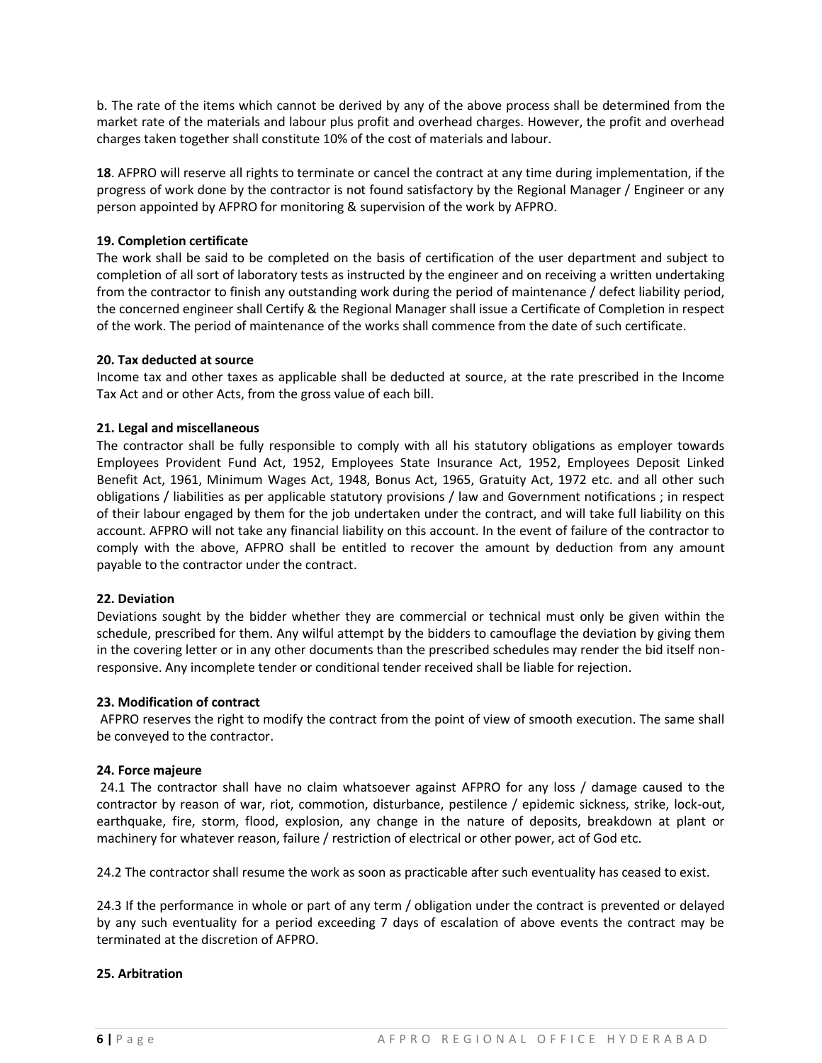b. The rate of the items which cannot be derived by any of the above process shall be determined from the market rate of the materials and labour plus profit and overhead charges. However, the profit and overhead charges taken together shall constitute 10% of the cost of materials and labour.

**18**. AFPRO will reserve all rights to terminate or cancel the contract at any time during implementation, if the progress of work done by the contractor is not found satisfactory by the Regional Manager / Engineer or any person appointed by AFPRO for monitoring & supervision of the work by AFPRO.

**19. Completion certificate**

The work shall be said to be completed on the basis of certification of the user department and subject to completion of all sort of laboratory tests as instructed by the engineer and on receiving a written undertaking from the contractor to finish any outstanding work during the period of maintenance / defect liability period, the concerned engineer shall Certify & the Regional Manager shall issue a Certificate of Completion in respect of the work. The period of maintenance of the works shall commence from the date of such certificate.

**20. Tax deducted at source**

Income tax and other taxes as applicable shall be deducted at source, at the rate prescribed in the Income Tax Act and or other Acts, from the gross value of each bill.

**21. Legal and miscellaneous**

The contractor shall be fully responsible to comply with all his statutory obligations as employer towards Employees Provident Fund Act, 1952, Employees State Insurance Act, 1952, Employees Deposit Linked Benefit Act, 1961, Minimum Wages Act, 1948, Bonus Act, 1965, Gratuity Act, 1972 etc. and all other such obligations / liabilities as per applicable statutory provisions / law and Government notifications ; in respect of their labour engaged by them for the job undertaken under the contract, and will take full liability on this account. AFPRO will not take any financial liability on this account. In the event of failure of the contractor to comply with the above, AFPRO shall be entitled to recover the amount by deduction from any amount payable to the contractor under the contract.

**22. Deviation**

Deviations sought by the bidder whether they are commercial or technical must only be given within the schedule, prescribed for them. Any wilful attempt by the bidders to camouflage the deviation by giving them in the covering letter or in any other documents than the prescribed schedules may render the bid itself non-responsive. Any incomplete tender or conditional tender received shall be liable for rejection.

**23. Modification of contract**

AFPRO reserves the right to modify the contract from the point of view of smooth execution. The same shall be conveyed to the contractor.

**24. Force majeure**

24.1 The contractor shall have no claim whatsoever against AFPRO for any loss / damage caused to the contractor by reason of war, riot, commotion, disturbance, pestilence / epidemic sickness, strike, lock-out, earthquake, fire, storm, flood, explosion, any change in the nature of deposits, breakdown at plant or machinery for whatever reason, failure / restriction of electrical or other power, act of God etc.

24.2 The contractor shall resume the work as soon as practicable after such eventuality has ceased to exist.

24.3 If the performance in whole or part of any term / obligation under the contract is prevented or delayed by any such eventuality for a period exceeding 7 days of escalation of above events the contract may be terminated at the discretion of AFPRO.

**25. Arbitration**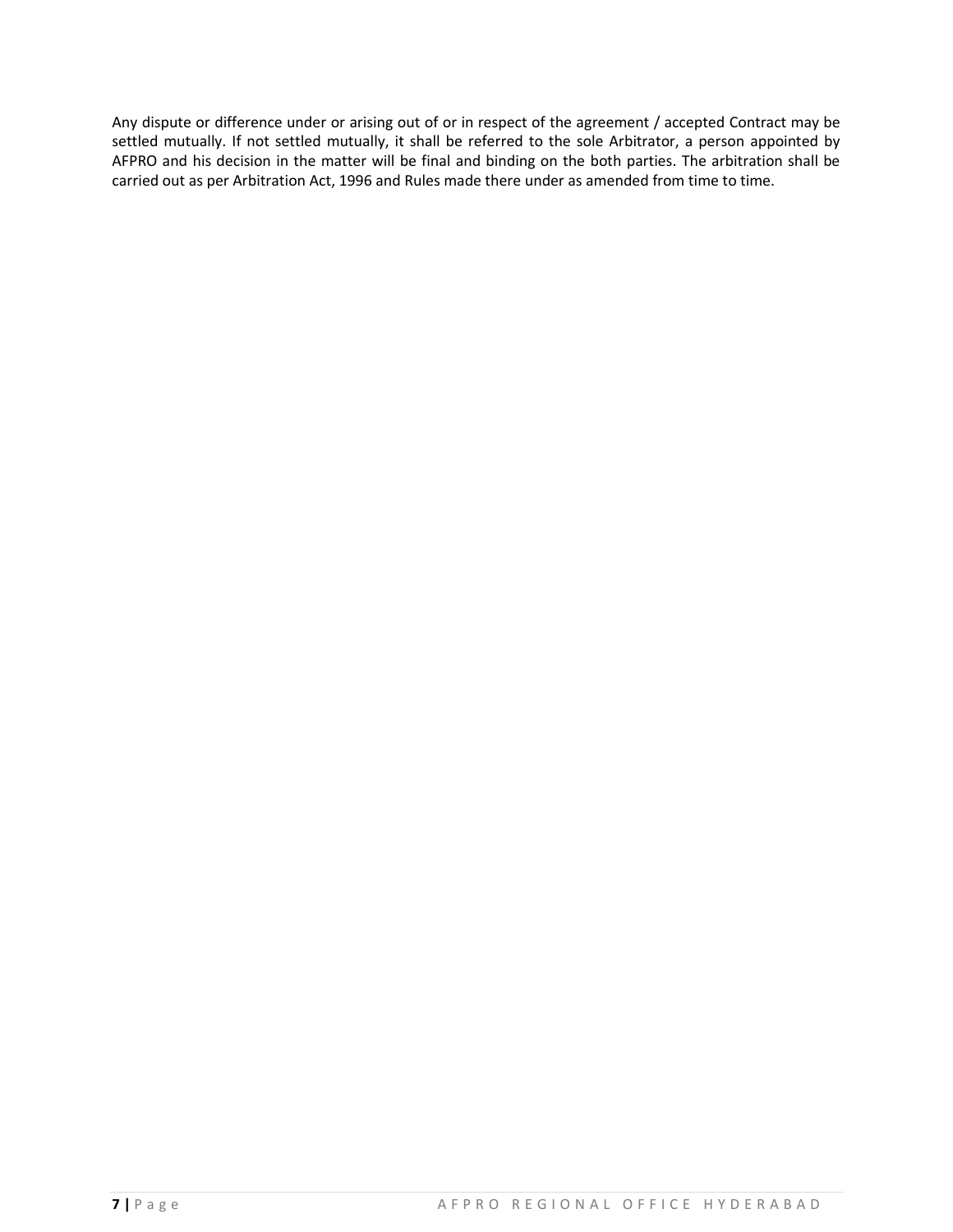Any dispute or difference under or arising out of or in respect of the agreement / accepted Contract may be settled mutually. If not settled mutually, it shall be referred to the sole Arbitrator, a person appointed by AFPRO and his decision in the matter will be final and binding on the both parties. The arbitration shall be carried out as per Arbitration Act, 1996 and Rules made there under as amended from time to time.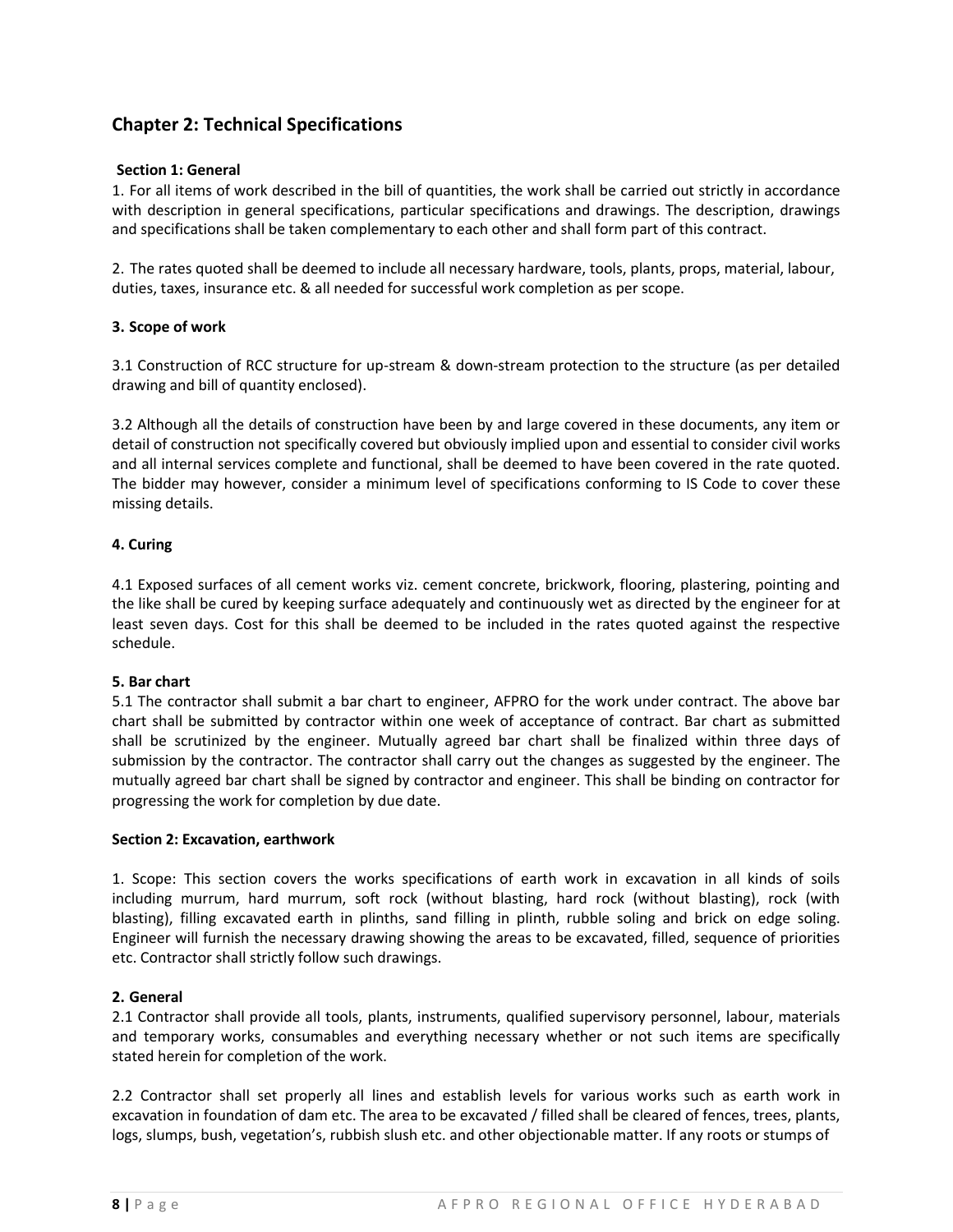## Chapter 2: Technical Specifications

### Section 1: General

1. For all items of work described in the bill of quantities, the work shall be carried out strictly in accordance with description in general specifications, particular specifications and drawings. The description, drawings and specifications shall be taken complementary to each other and shall form part of this contract.

2. The rates quoted shall be deemed to include all necessary hardware, tools, plants, props, material, labour, duties, taxes, insurance etc. & all needed for successful work completion as per scope.

**3. Scope of work**

3.1 Construction of RCC structure for up-stream & down-stream protection to the structure (as per detailed drawing and bill of quantity enclosed).

3.2 Although all the details of construction have been by and large covered in these documents, any item or detail of construction not specifically covered but obviously implied upon and essential to consider civil works and all internal services complete and functional, shall be deemed to have been covered in the rate quoted. The bidder may however, consider a minimum level of specifications conforming to IS Code to cover these missing details.

**4. Curing**

4.1 Exposed surfaces of all cement works viz. cement concrete, brickwork, flooring, plastering, pointing and the like shall be cured by keeping surface adequately and continuously wet as directed by the engineer for at least seven days. Cost for this shall be deemed to be included in the rates quoted against the respective schedule.

**5. Bar chart**

5.1 The contractor shall submit a bar chart to engineer, AFPRO for the work under contract. The above bar chart shall be submitted by contractor within one week of acceptance of contract. Bar chart as submitted shall be scrutinized by the engineer. Mutually agreed bar chart shall be finalized within three days of submission by the contractor. The contractor shall carry out the changes as suggested by the engineer. The mutually agreed bar chart shall be signed by contractor and engineer. This shall be binding on contractor for progressing the work for completion by due date.

### Section 2: Excavation, earthwork

1. Scope: This section covers the works specifications of earth work in excavation in all kinds of soils including murrum, hard murrum, soft rock (without blasting, hard rock (without blasting), rock (with blasting), filling excavated earth in plinths, sand filling in plinth, rubble soling and brick on edge soling. Engineer will furnish the necessary drawing showing the areas to be excavated, filled, sequence of priorities etc. Contractor shall strictly follow such drawings.

**2. General**

2.1 Contractor shall provide all tools, plants, instruments, qualified supervisory personnel, labour, materials and temporary works, consumables and everything necessary whether or not such items are specifically stated herein for completion of the work.

2.2 Contractor shall set properly all lines and establish levels for various works such as earth work in excavation in foundation of dam etc. The area to be excavated / filled shall be cleared of fences, trees, plants, logs, slumps, bush, vegetation's, rubbish slush etc. and other objectionable matter. If any roots or stumps of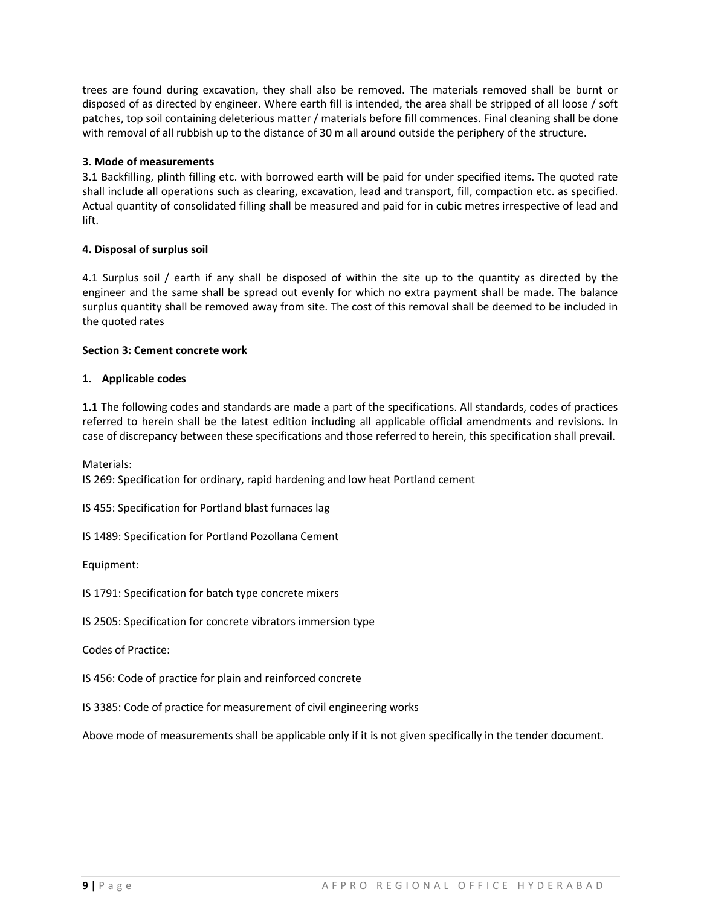trees are found during excavation, they shall also be removed. The materials removed shall be burnt or disposed of as directed by engineer. Where earth fill is intended, the area shall be stripped of all loose / soft patches, top soil containing deleterious matter / materials before fill commences. Final cleaning shall be done with removal of all rubbish up to the distance of 30 m all around outside the periphery of the structure.

**3. Mode of measurements**

3.1 Backfilling, plinth filling etc. with borrowed earth will be paid for under specified items. The quoted rate shall include all operations such as clearing, excavation, lead and transport, fill, compaction etc. as specified. Actual quantity of consolidated filling shall be measured and paid for in cubic metres irrespective of lead and lift.

**4. Disposal of surplus soil**

4.1 Surplus soil / earth if any shall be disposed of within the site up to the quantity as directed by the engineer and the same shall be spread out evenly for which no extra payment shall be made. The balance surplus quantity shall be removed away from site. The cost of this removal shall be deemed to be included in the quoted rates

**Section 3: Cement concrete work**

**1. Applicable codes**

**1.1** The following codes and standards are made a part of the specifications. All standards, codes of practices referred to herein shall be the latest edition including all applicable official amendments and revisions. In case of discrepancy between these specifications and those referred to herein, this specification shall prevail.

Materials:

IS 269: Specification for ordinary, rapid hardening and low heat Portland cement

IS 455: Specification for Portland blast furnaces lag

IS 1489: Specification for Portland Pozollana Cement

Equipment:

IS 1791: Specification for batch type concrete mixers

IS 2505: Specification for concrete vibrators immersion type

Codes of Practice:

IS 456: Code of practice for plain and reinforced concrete

IS 3385: Code of practice for measurement of civil engineering works

Above mode of measurements shall be applicable only if it is not given specifically in the tender document.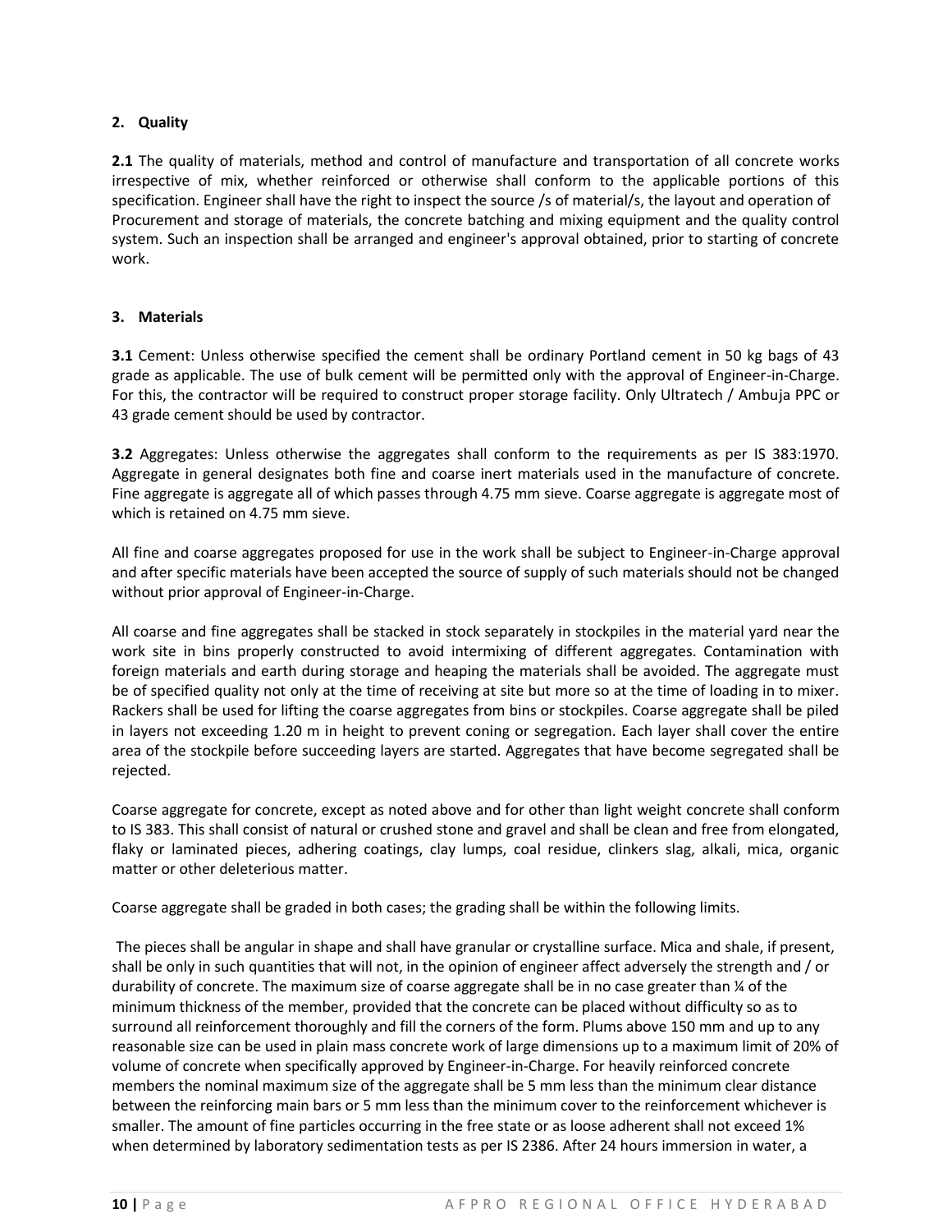## 2. Quality

**2.1** The quality of materials, method and control of manufacture and transportation of all concrete works irrespective of mix, whether reinforced or otherwise shall conform to the applicable portions of this specification. Engineer shall have the right to inspect the source /s of material/s, the layout and operation of Procurement and storage of materials, the concrete batching and mixing equipment and the quality control system. Such an inspection shall be arranged and engineer's approval obtained, prior to starting of concrete work.

## 3. Materials

**3.1** Cement: Unless otherwise specified the cement shall be ordinary Portland cement in 50 kg bags of 43 grade as applicable. The use of bulk cement will be permitted only with the approval of Engineer-in-Charge. For this, the contractor will be required to construct proper storage facility. Only Ultratech / Ambuja PPC or 43 grade cement should be used by contractor.

**3.2** Aggregates: Unless otherwise the aggregates shall conform to the requirements as per IS 383:1970. Aggregate in general designates both fine and coarse inert materials used in the manufacture of concrete. Fine aggregate is aggregate all of which passes through 4.75 mm sieve. Coarse aggregate is aggregate most of which is retained on 4.75 mm sieve.

All fine and coarse aggregates proposed for use in the work shall be subject to Engineer-in-Charge approval and after specific materials have been accepted the source of supply of such materials should not be changed without prior approval of Engineer-in-Charge.

All coarse and fine aggregates shall be stacked in stock separately in stockpiles in the material yard near the work site in bins properly constructed to avoid intermixing of different aggregates. Contamination with foreign materials and earth during storage and heaping the materials shall be avoided. The aggregate must be of specified quality not only at the time of receiving at site but more so at the time of loading in to mixer. Rackers shall be used for lifting the coarse aggregates from bins or stockpiles. Coarse aggregate shall be piled in layers not exceeding 1.20 m in height to prevent coning or segregation. Each layer shall cover the entire area of the stockpile before succeeding layers are started. Aggregates that have become segregated shall be rejected.

Coarse aggregate for concrete, except as noted above and for other than light weight concrete shall conform to IS 383. This shall consist of natural or crushed stone and gravel and shall be clean and free from elongated, flaky or laminated pieces, adhering coatings, clay lumps, coal residue, clinkers slag, alkali, mica, organic matter or other deleterious matter.

Coarse aggregate shall be graded in both cases; the grading shall be within the following limits.

The pieces shall be angular in shape and shall have granular or crystalline surface. Mica and shale, if present, shall be only in such quantities that will not, in the opinion of engineer affect adversely the strength and / or durability of concrete. The maximum size of coarse aggregate shall be in no case greater than ¼ of the minimum thickness of the member, provided that the concrete can be placed without difficulty so as to surround all reinforcement thoroughly and fill the corners of the form. Plums above 150 mm and up to any reasonable size can be used in plain mass concrete work of large dimensions up to a maximum limit of 20% of volume of concrete when specifically approved by Engineer-in-Charge. For heavily reinforced concrete members the nominal maximum size of the aggregate shall be 5 mm less than the minimum clear distance between the reinforcing main bars or 5 mm less than the minimum cover to the reinforcement whichever is smaller. The amount of fine particles occurring in the free state or as loose adherent shall not exceed 1% when determined by laboratory sedimentation tests as per IS 2386. After 24 hours immersion in water, a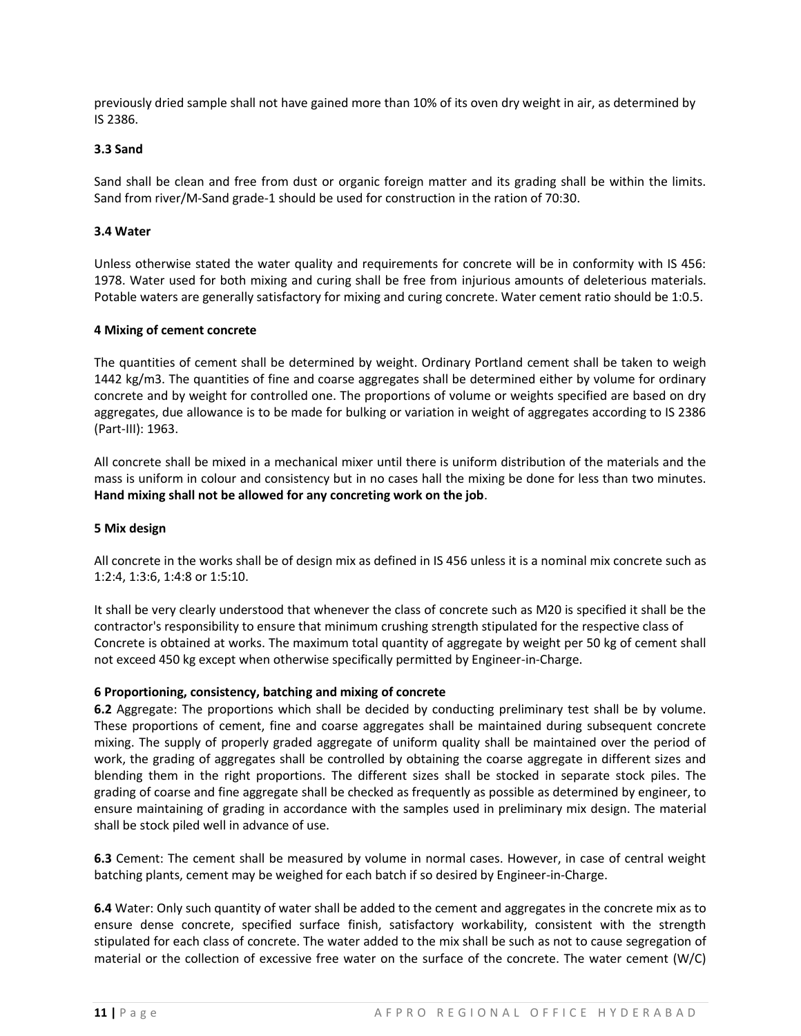previously dried sample shall not have gained more than 10% of its oven dry weight in air, as determined by IS 2386.

### 3.3 Sand

Sand shall be clean and free from dust or organic foreign matter and its grading shall be within the limits. Sand from river/M-Sand grade-1 should be used for construction in the ration of 70:30.

### 3.4 Water

Unless otherwise stated the water quality and requirements for concrete will be in conformity with IS 456: 1978. Water used for both mixing and curing shall be free from injurious amounts of deleterious materials. Potable waters are generally satisfactory for mixing and curing concrete. Water cement ratio should be 1:0.5.

## 4 Mixing of cement concrete

The quantities of cement shall be determined by weight. Ordinary Portland cement shall be taken to weigh 1442 kg/m3. The quantities of fine and coarse aggregates shall be determined either by volume for ordinary concrete and by weight for controlled one. The proportions of volume or weights specified are based on dry aggregates, due allowance is to be made for bulking or variation in weight of aggregates according to IS 2386 (Part-III): 1963.

All concrete shall be mixed in a mechanical mixer until there is uniform distribution of the materials and the mass is uniform in colour and consistency but in no cases hall the mixing be done for less than two minutes. **Hand mixing shall not be allowed for any concreting work on the job**.

## 5 Mix design

All concrete in the works shall be of design mix as defined in IS 456 unless it is a nominal mix concrete such as 1:2:4, 1:3:6, 1:4:8 or 1:5:10.

It shall be very clearly understood that whenever the class of concrete such as M20 is specified it shall be the contractor's responsibility to ensure that minimum crushing strength stipulated for the respective class of Concrete is obtained at works. The maximum total quantity of aggregate by weight per 50 kg of cement shall not exceed 450 kg except when otherwise specifically permitted by Engineer-in-Charge.

## 6 Proportioning, consistency, batching and mixing of concrete

**6.2** Aggregate: The proportions which shall be decided by conducting preliminary test shall be by volume. These proportions of cement, fine and coarse aggregates shall be maintained during subsequent concrete mixing. The supply of properly graded aggregate of uniform quality shall be maintained over the period of work, the grading of aggregates shall be controlled by obtaining the coarse aggregate in different sizes and blending them in the right proportions. The different sizes shall be stocked in separate stock piles. The grading of coarse and fine aggregate shall be checked as frequently as possible as determined by engineer, to ensure maintaining of grading in accordance with the samples used in preliminary mix design. The material shall be stock piled well in advance of use.

**6.3** Cement: The cement shall be measured by volume in normal cases. However, in case of central weight batching plants, cement may be weighed for each batch if so desired by Engineer-in-Charge.

**6.4** Water: Only such quantity of water shall be added to the cement and aggregates in the concrete mix as to ensure dense concrete, specified surface finish, satisfactory workability, consistent with the strength stipulated for each class of concrete. The water added to the mix shall be such as not to cause segregation of material or the collection of excessive free water on the surface of the concrete. The water cement (W/C)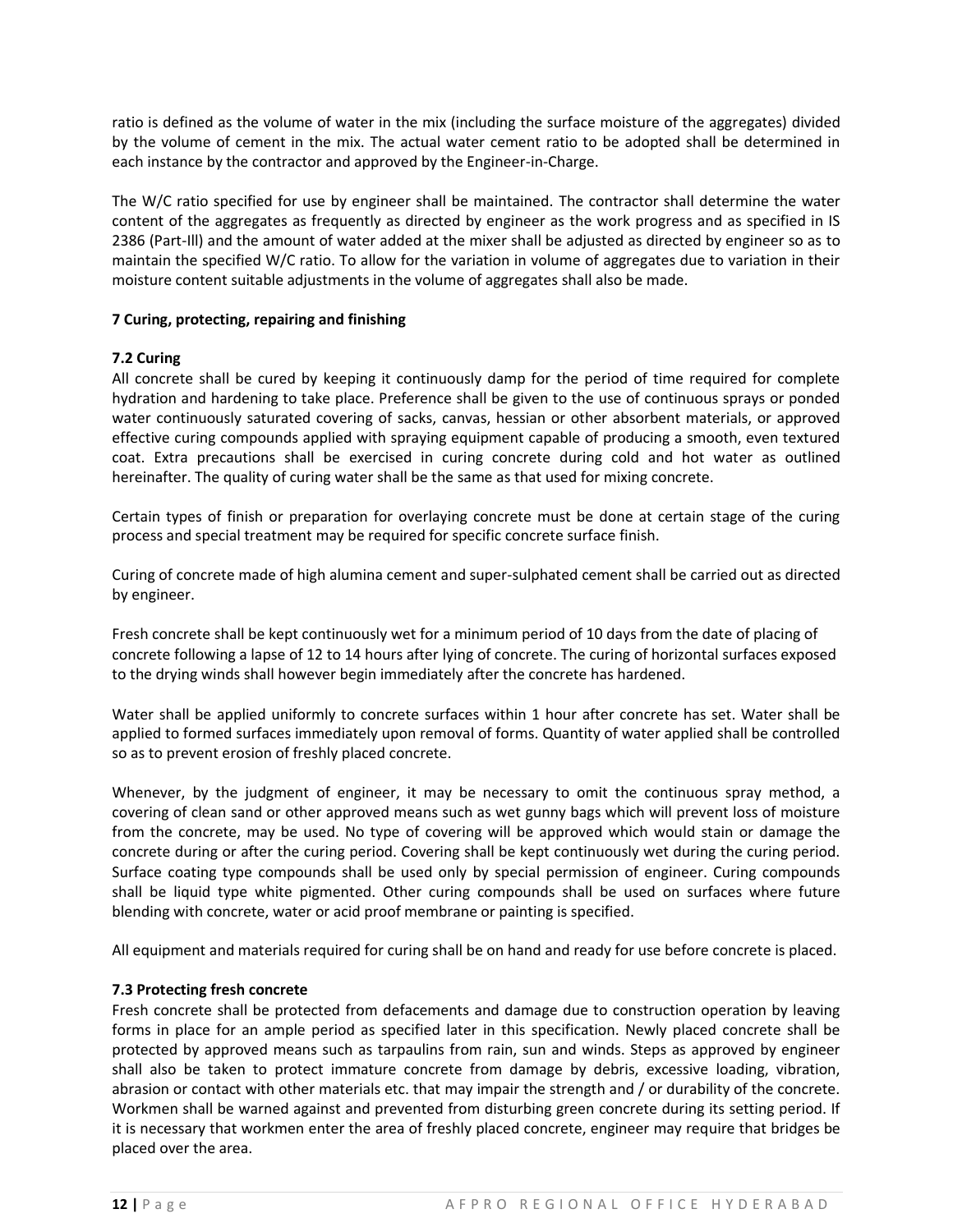ratio is defined as the volume of water in the mix (including the surface moisture of the aggregates) divided by the volume of cement in the mix. The actual water cement ratio to be adopted shall be determined in each instance by the contractor and approved by the Engineer-in-Charge.

The W/C ratio specified for use by engineer shall be maintained. The contractor shall determine the water content of the aggregates as frequently as directed by engineer as the work progress and as specified in IS 2386 (Part-Ill) and the amount of water added at the mixer shall be adjusted as directed by engineer so as to maintain the specified W/C ratio. To allow for the variation in volume of aggregates due to variation in their moisture content suitable adjustments in the volume of aggregates shall also be made.

**7 Curing, protecting, repairing and finishing**

**7.2 Curing**

All concrete shall be cured by keeping it continuously damp for the period of time required for complete hydration and hardening to take place. Preference shall be given to the use of continuous sprays or ponded water continuously saturated covering of sacks, canvas, hessian or other absorbent materials, or approved effective curing compounds applied with spraying equipment capable of producing a smooth, even textured coat. Extra precautions shall be exercised in curing concrete during cold and hot water as outlined hereinafter. The quality of curing water shall be the same as that used for mixing concrete.

Certain types of finish or preparation for overlaying concrete must be done at certain stage of the curing process and special treatment may be required for specific concrete surface finish.

Curing of concrete made of high alumina cement and super-sulphated cement shall be carried out as directed by engineer.

Fresh concrete shall be kept continuously wet for a minimum period of 10 days from the date of placing of concrete following a lapse of 12 to 14 hours after lying of concrete. The curing of horizontal surfaces exposed to the drying winds shall however begin immediately after the concrete has hardened.

Water shall be applied uniformly to concrete surfaces within 1 hour after concrete has set. Water shall be applied to formed surfaces immediately upon removal of forms. Quantity of water applied shall be controlled so as to prevent erosion of freshly placed concrete.

Whenever, by the judgment of engineer, it may be necessary to omit the continuous spray method, a covering of clean sand or other approved means such as wet gunny bags which will prevent loss of moisture from the concrete, may be used. No type of covering will be approved which would stain or damage the concrete during or after the curing period. Covering shall be kept continuously wet during the curing period. Surface coating type compounds shall be used only by special permission of engineer. Curing compounds shall be liquid type white pigmented. Other curing compounds shall be used on surfaces where future blending with concrete, water or acid proof membrane or painting is specified.

All equipment and materials required for curing shall be on hand and ready for use before concrete is placed.

**7.3 Protecting fresh concrete**

Fresh concrete shall be protected from defacements and damage due to construction operation by leaving forms in place for an ample period as specified later in this specification. Newly placed concrete shall be protected by approved means such as tarpaulins from rain, sun and winds. Steps as approved by engineer shall also be taken to protect immature concrete from damage by debris, excessive loading, vibration, abrasion or contact with other materials etc. that may impair the strength and / or durability of the concrete. Workmen shall be warned against and prevented from disturbing green concrete during its setting period. If it is necessary that workmen enter the area of freshly placed concrete, engineer may require that bridges be placed over the area.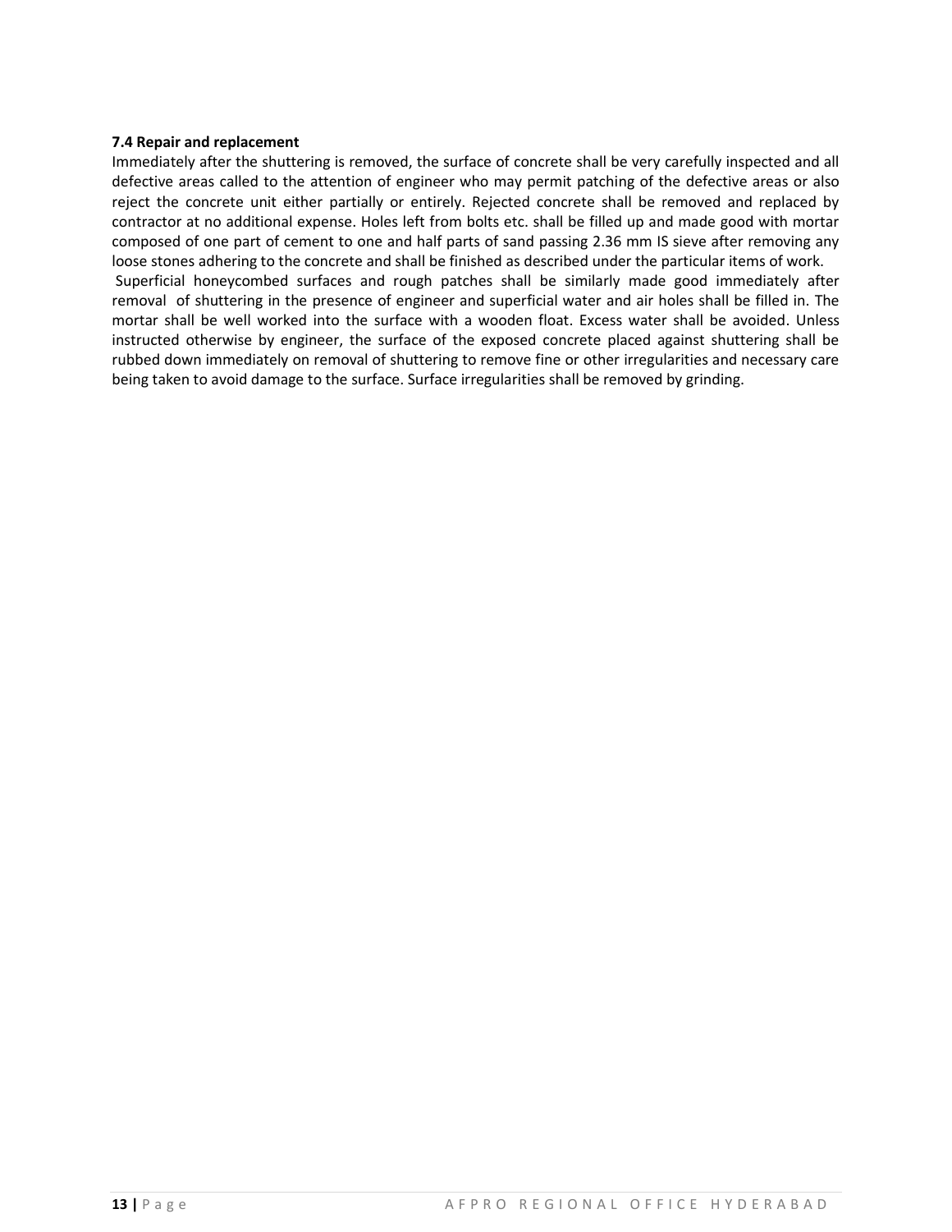**7.4 Repair and replacement**

Immediately after the shuttering is removed, the surface of concrete shall be very carefully inspected and all defective areas called to the attention of engineer who may permit patching of the defective areas or also reject the concrete unit either partially or entirely. Rejected concrete shall be removed and replaced by contractor at no additional expense. Holes left from bolts etc. shall be filled up and made good with mortar composed of one part of cement to one and half parts of sand passing 2.36 mm IS sieve after removing any loose stones adhering to the concrete and shall be finished as described under the particular items of work.

Superficial honeycombed surfaces and rough patches shall be similarly made good immediately after removal of shuttering in the presence of engineer and superficial water and air holes shall be filled in. The mortar shall be well worked into the surface with a wooden float. Excess water shall be avoided. Unless instructed otherwise by engineer, the surface of the exposed concrete placed against shuttering shall be rubbed down immediately on removal of shuttering to remove fine or other irregularities and necessary care being taken to avoid damage to the surface. Surface irregularities shall be removed by grinding.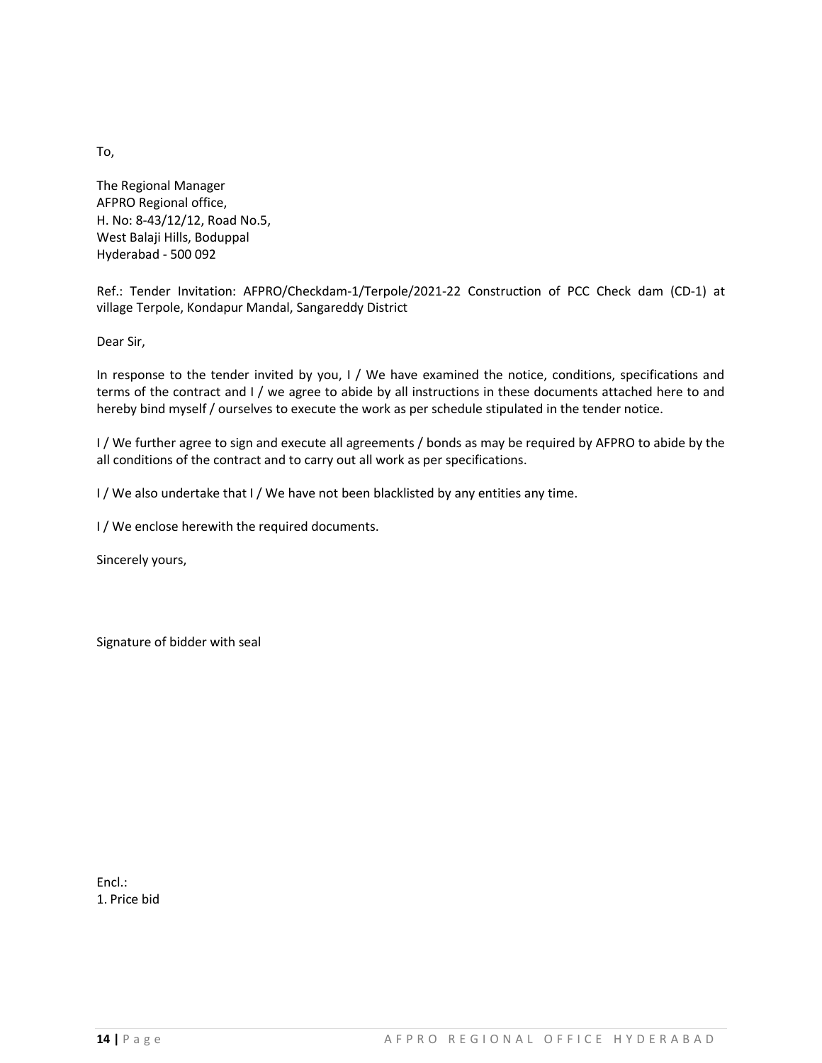To,

The Regional Manager
AFPRO Regional office,
H. No: 8-43/12/12, Road No.5,
West Balaji Hills, Boduppal
Hyderabad - 500 092

Ref.: Tender Invitation: AFPRO/Checkdam-1/Terpole/2021-22 Construction of PCC Check dam (CD-1) at village Terpole, Kondapur Mandal, Sangareddy District

Dear Sir,

In response to the tender invited by you, I / We have examined the notice, conditions, specifications and terms of the contract and I / we agree to abide by all instructions in these documents attached here to and hereby bind myself / ourselves to execute the work as per schedule stipulated in the tender notice.

I / We further agree to sign and execute all agreements / bonds as may be required by AFPRO to abide by the all conditions of the contract and to carry out all work as per specifications.

I / We also undertake that I / We have not been blacklisted by any entities any time.

I / We enclose herewith the required documents.

Sincerely yours,

Signature of bidder with seal

Encl.:
1. Price bid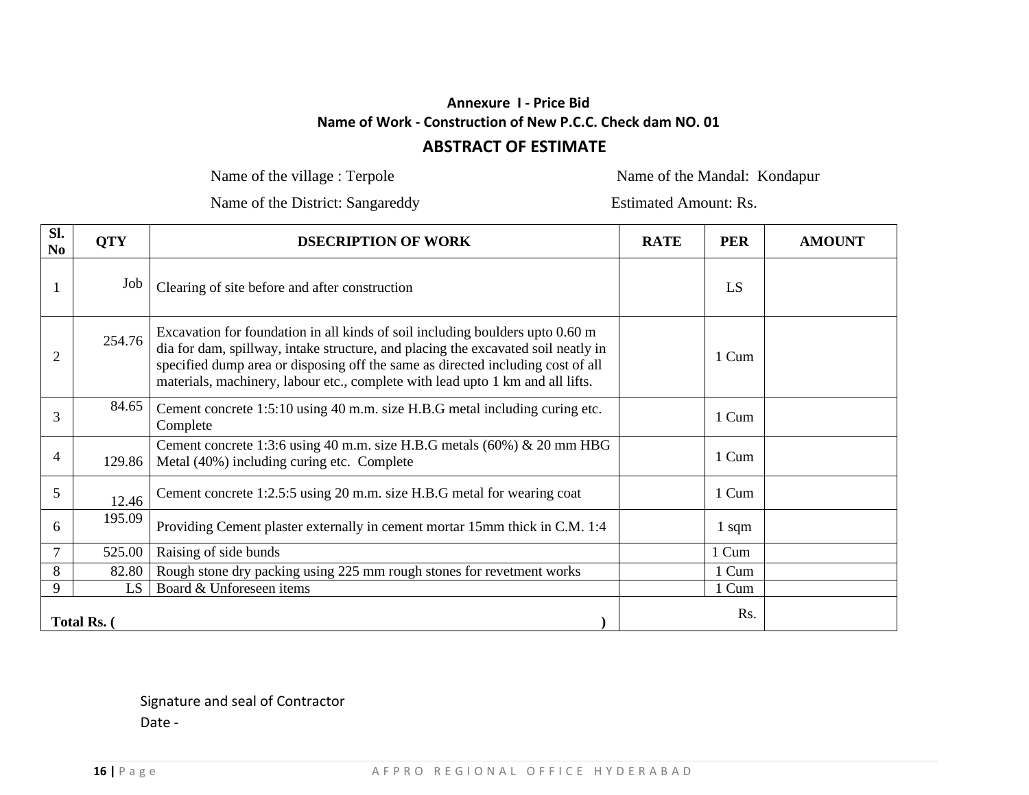**Annexure I - Price Bid**

**Name of Work - Construction of New P.C.C. Check dam NO. 01**

## ABSTRACT OF ESTIMATE

Name of the village : Terpole Name of the Mandal: Kondapur

Name of the District: Sangareddy Estimated Amount: Rs.

| Sl. No | QTY | DSECRIPTION OF WORK | RATE | PER | AMOUNT |
|---|---|---|---|---|---|
| 1 | Job | Clearing of site before and after construction | | LS | |
| 2 | 254.76 | Excavation for foundation in all kinds of soil including boulders upto 0.60 m dia for dam, spillway, intake structure, and placing the excavated soil neatly in specified dump area or disposing off the same as directed including cost of all materials, machinery, labour etc., complete with lead upto 1 km and all lifts. | | 1 Cum | |
| 3 | 84.65 | Cement concrete 1:5:10 using 40 m.m. size H.B.G metal including curing etc. Complete | | 1 Cum | |
| 4 | 129.86 | Cement concrete 1:3:6 using 40 m.m. size H.B.G metals (60%) & 20 mm HBG Metal (40%) including curing etc. Complete | | 1 Cum | |
| 5 | 12.46 | Cement concrete 1:2.5:5 using 20 m.m. size H.B.G metal for wearing coat | | 1 Cum | |
| 6 | 195.09 | Providing Cement plaster externally in cement mortar 15mm thick in C.M. 1:4 | | 1 sqm | |
| 7 | 525.00 | Raising of side bunds | | 1 Cum | |
| 8 | 82.80 | Rough stone dry packing using 225 mm rough stones for revetment works | | 1 Cum | |
| 9 | LS | Board & Unforeseen items | | 1 Cum | |
| **Total Rs. (** | | **)** | Rs. | | |

Signature and seal of Contractor

Date -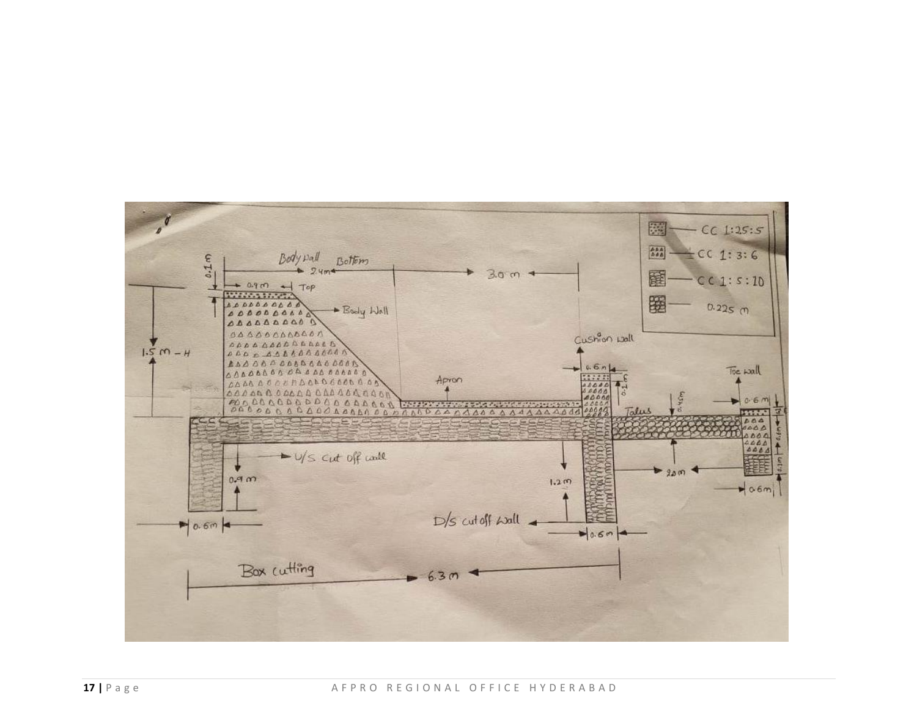CC 1:25:5

CC 1:3:6

CC 1:5:10

0.225 m

0.1 m

Body wall Bottom

2.4m

3.0 m

0.9 m

Top

Body Wall

1.5 m – H

Cushion wall

0.6 m

0.1

Apron

Toe wall

0.6 m

0.45m

Talus

U/S Cut off wall

0.9 m

1.2 m

2.0 m

0.6m

0.6 m

D/S cutoff wall

0.6 m

Box cutting

6.3 m